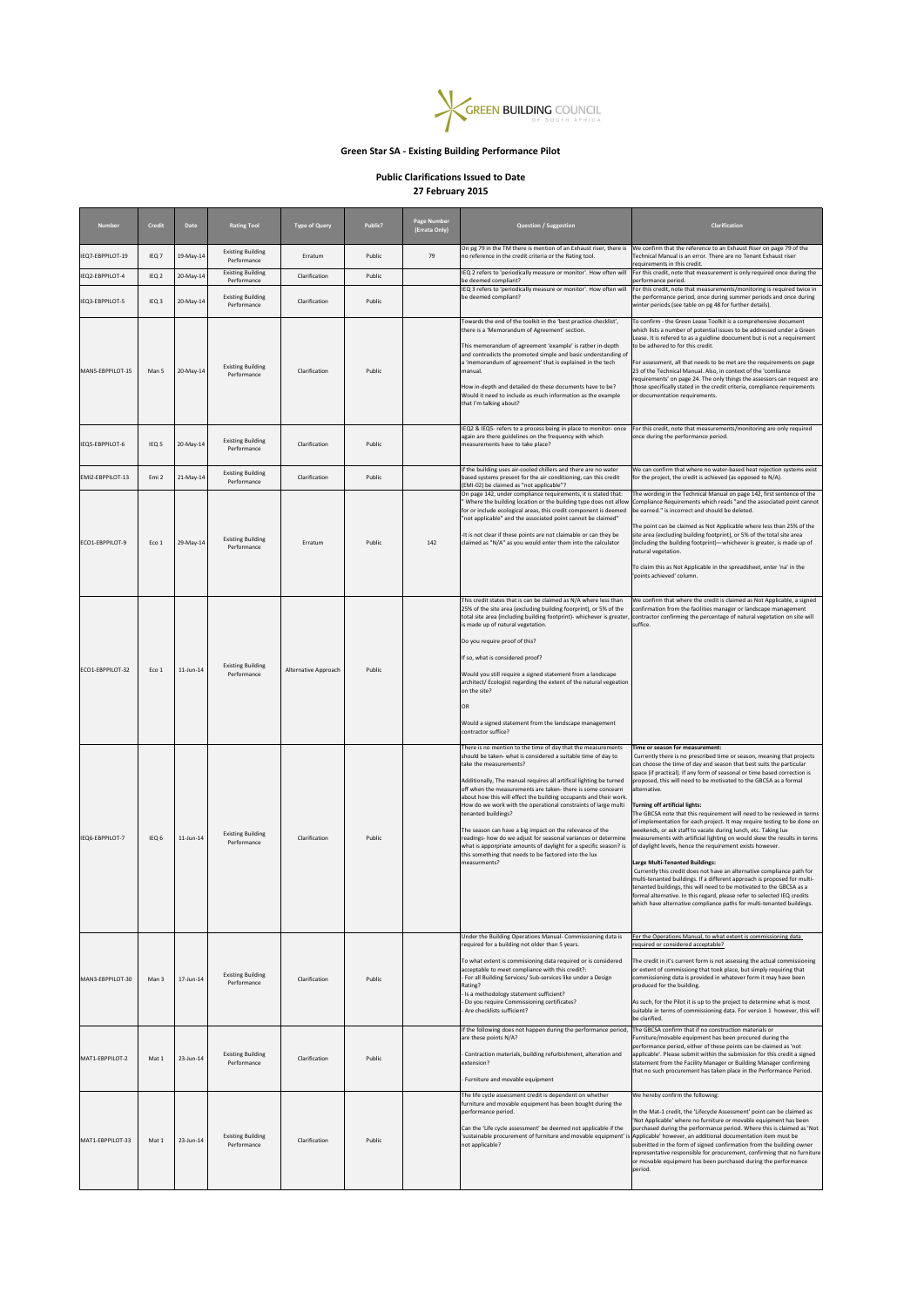GREEN BUILDING COUNCIL OF SOUTH AFRICA

# Green Star SA - Existing Building Performance Pilot

## Public Clarifications Issued to Date
## 27 February 2015

| Number | Credit | Date | Rating Tool | Type of Query | Public? | Page Number (Errata Only) | Question / Suggestion | Clarification |
|---|---|---|---|---|---|---|---|---|
| IEQ7-EBPPILOT-19 | IEQ 7 | 19-May-14 | Existing Building Performance | Erratum | Public | 79 | On pg 79 in the TM there is mention of an Exhaust riser, there is no reference in the credit criteria or the Rating tool. | We confirm that the reference to an Exhaust Riser on page 79 of the Technical Manual is an error. There are no Tenant Exhaust riser requirements in this credit. |
| IEQ2-EBPPILOT-4 | IEQ 2 | 20-May-14 | Existing Building Performance | Clarification | Public | | IEQ 2 refers to 'periodically measure or monitor'. How often will be deemed compliant? | For this credit, note that measurement is only required once during the performance period. |
| IEQ3-EBPPILOT-5 | IEQ 3 | 20-May-14 | Existing Building Performance | Clarification | Public | | IEQ 3 refers to 'periodically measure or monitor'. How often will be deemed compliant? | For this credit, note that measurements/monitoring is required twice in the performance period, once during summer periods and once during winter periods (see table on pg 48 for further details). |
| MAN5-EBPPILOT-15 | Man 5 | 20-May-14 | Existing Building Performance | Clarification | Public | | Towards the end of the toolkit in the 'best practice checklist', there is a 'Memorandum of Agreement' section.<br><br>This memorandum of agreement 'example' is rather in-depth and contradicts the promoted simple and basic understanding of a 'memorandum of agreement' that is explained in the tech manual.<br><br>How in-depth and detailed do these documents have to be? Would it need to include as much information as the example that I'm talking about? | To confirm - the Green Lease Toolkit is a comprehensive document which lists a number of potential issues to be addressed under a Green Lease. It is refered to as a guidline doucment but is not a requirement to be adhered to for this credit.<br><br>For assessment, all that needs to be met are the requirements on page 23 of the Technical Manual. Also, in context of the 'comliance requirements' on page 24. The only things the assessors can request are those specifically stated in the credit criteria, compliance requirements or documentation requirements. |
| IEQ5-EBPPILOT-6 | IEQ 5 | 20-May-14 | Existing Building Performance | Clarification | Public | | IEQ2 & IEQ5- refers to a process being in place to monitor- once again are there guidelines on the frequency with which measurements have to take place? | For this credit, note that measurements/monitoring are only required once during the performance period. |
| EMI2-EBPPILOT-13 | Emi 2 | 21-May-14 | Existing Building Performance | Clarification | Public | | If the building uses air-cooled chillers and there are no water based systems present for the air conditioning, can this credit (EMI-02) be claimed as "not applicable"? | We can confirm that where no water-based heat rejection systems exist for the project, the credit is achieved (as opposed to N/A). |
| ECO1-EBPPILOT-9 | Eco 1 | 29-May-14 | Existing Building Performance | Erratum | Public | 142 | On page 142, under compliance requirements, it is stated that: " Where the building location or the building type does not allow for or include ecological areas, this credit component is deemed "not applicable" and the associated point cannot be claimed"<br><br>-It is not clear if these points are not claimable or can they be claimed as "N/A" as you would enter them into the calculator | The wording in the Technical Manual on page 142, first sentence of the Compliance Requirements which reads "and the associated point cannot be earned." is incorrect and should be deleted.<br><br>The point can be claimed as Not Applicable where less than 25% of the site area (excluding building footprint), or 5% of the total site area (including the building footprint)—whichever is greater, is made up of natural vegetation.<br><br>To claim this as Not Applicable in the spreadsheet, enter 'na' in the 'points achieved' column. |
| ECO1-EBPPILOT-32 | Eco 1 | 11-Jun-14 | Existing Building Performance | Alternative Approach | Public | | This credit states that is can be claimed as N/A where less than 25% of the site area (excluding building footprint), or 5% of the total site area (including building footprint)- whichever is greater, is made up of natural vegetation.<br><br>Do you require proof of this?<br><br>If so, what is considered proof?<br><br>Would you still require a signed statement from a landscape architect/ Ecologist regarding the extent of the natural vegeation on the site?<br><br>OR<br><br>Would a signed statement from the landscape management contractor suffice? | We confirm that where the credit is claimed as Not Applicable, a signed confirmation from the facilities manager or landscape management contractor confirming the percentage of natural vegetation on site will suffice. |
| IEQ6-EBPPILOT-7 | IEQ 6 | 11-Jun-14 | Existing Building Performance | Clarification | Public | | There is no mention to the time of day that the measurements should be taken- what is considered a suitable time of day to take the measurements?<br><br>Additionally, The manual requires all artifical lighting be turned off when the measurements are taken- there is some concearn about how this will effect the building occupants and their work. How do we work with the operational constraints of large multi tenanted buildings?<br><br>The season can have a big impact on the relevance of the readings- how do we adjust for seasonal variances or determine what is apporpriate amounts of daylight for a specific season? is this something that needs to be factored into the lux measurments? | **Time or season for measurement:**<br>Currently there is no prescribed time or season, meaning that projects can choose the time of day and season that best suits the particular space (if practical). If any form of seasonal or time based correction is proposed, this will need to be motivated to the GBCSA as a formal alternative.<br><br>**Turning off artificial lights:**<br>The GBCSA note that this requirement will need to be reviewed in terms of implementation for each project. It may require testing to be done on weekends, or ask staff to vacate during lunch, etc. Taking lux measurements with artificial lighting on would skew the results in terms of daylight levels, hence the requirement exists however.<br><br>**Large Multi-Tenanted Buildings:**<br>Currently this credit does not have an alternative compliance path for multi-tenanted buildings. If a different approach is proposed for multi-tenanted buildings, this will need to be motivated to the GBCSA as a formal alternative. In this regard, please refer to selected IEQ credits which have alternative compliance paths for multi-tenanted buildings. |
| MAN3-EBPPILOT-30 | Man 3 | 17-Jun-14 | Existing Building Performance | Clarification | Public | | Under the Building Operations Manual- Commissioning data is required for a building not older than 5 years.<br><br>To what extent is commissioning data required or is considered acceptable to meet compliance with this credit?:<br>- For all Building Services/ Sub-services like under a Design Rating?<br>- Is a methodology statement sufficient?<br>- Do you require Commissioning certificates?<br>- Are checklists sufficient? | For the Operations Manual, to what extent is commissioning data required or considered acceptable?<br><br>The credit in it's current form is not assessing the actual commissioning or extent of commissioning that took place, but simply requiring that commissioning data is provided in whatever form it may have been produced for the building.<br><br>As such, for the Pilot it is up to the project to determine what is most suitable in terms of commissioning data. For version 1 however, this will be clarified. |
| MAT1-EBPPILOT-2 | Mat 1 | 23-Jun-14 | Existing Building Performance | Clarification | Public | | If the following does not happen during the performance period, are these points N/A?<br><br>- Contraction materials, building refurbishment, alteration and extension?<br><br>- Furniture and movable equipment | The GBCSA confirm that if no construction materials or Furniture/movable equipment has been procured during the performance period, either of these points can be claimed as 'not applicable'. Please submit within the submission for this credit a signed statement from the Facility Manager or Building Manager confirming that no such procurement has taken place in the Performance Period. |
| MAT1-EBPPILOT-33 | Mat 1 | 23-Jun-14 | Existing Building Performance | Clarification | Public | | The life cycle assessment credit is dependent on whether furniture and movable equipment has been bought during the performance period.<br><br>Can the 'Life cycle assessment' be deemed not applicable if the 'sustainable procurement of furniture and movable equipment' is not applicable? | We hereby confirm the following:<br><br>In the Mat-1 credit, the 'Lifecycle Assessment' point can be claimed as 'Not Applicable' where no furniture or movable equipment has been purchased during the performance period. Where this is claimed as 'Not Applicable' however, an additional documentation item must be submitted in the form of signed confirmation from the building owner representative responsible for procurement, confirming that no furniture or movable equipment has been purchased during the performance period. |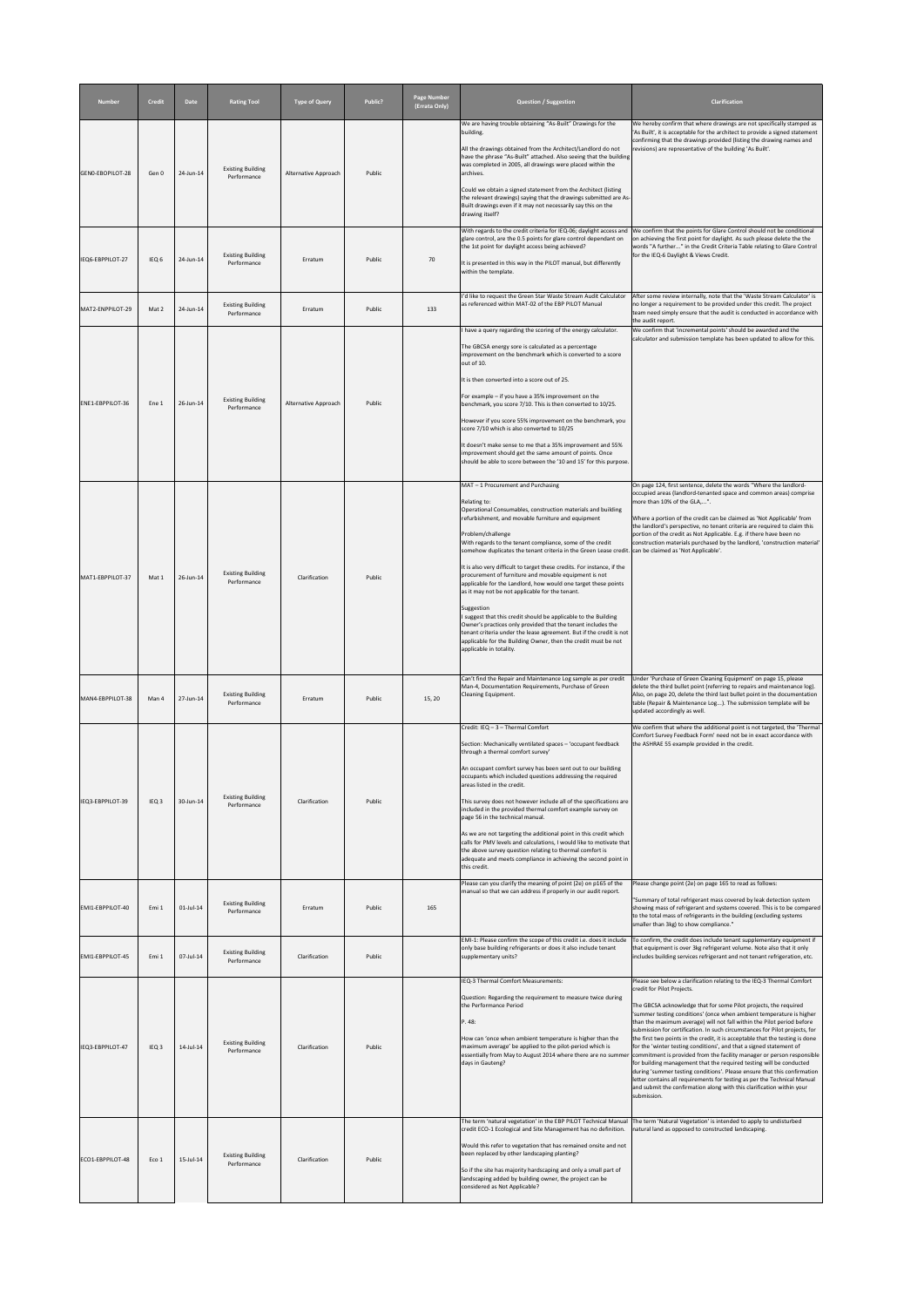| Number | Credit | Date | Rating Tool | Type of Query | Public? | Page Number (Errata Only) | Question / Suggestion | Clarification |
|---|---|---|---|---|---|---|---|---|
| GEN0-EBOPILOT-28 | Gen 0 | 24-Jun-14 | Existing Building Performance | Alternative Approach | Public | | We are having trouble obtaining "As-Built" Drawings for the building.<br><br>All the drawings obtained from the Architect/Landlord do not have the phrase "As-Built" attached. Also seeing that the building was completed in 2005, all drawings were placed within the archives.<br><br>Could we obtain a signed statement from the Architect (listing the relevant drawings) saying that the drawings submitted are As-Built drawings even if it may not necessarily say this on the drawing itself? | We hereby confirm that where drawings are not specifically stamped as 'As Built', it is acceptable for the architect to provide a signed statement confirming that the drawings provided (listing the drawing names and revisions) are representative of the building 'As Built'. |
| IEQ6-EBPPILOT-27 | IEQ 6 | 24-Jun-14 | Existing Building Performance | Erratum | Public | 70 | With regards to the credit criteria for IEQ-06; daylight access and glare control, are the 0.5 points for glare control dependant on the 1st point for daylight access being achieved?<br><br>It is presented in this way in the PILOT manual, but differently within the template. | We confirm that the points for Glare Control should not be conditional on achieving the first point for daylight. As such please delete the the words "A further…" in the Credit Criteria Table relating to Glare Control for the IEQ-6 Daylight & Views Credit. |
| MAT2-ENPPILOT-29 | Mat 2 | 24-Jun-14 | Existing Building Performance | Erratum | Public | 133 | I'd like to request the Green Star Waste Stream Audit Calculator as referenced within MAT-02 of the EBP PILOT Manual | After some review internally, note that the 'Waste Stream Calculator' is no longer a requirement to be provided under this credit. The project team need simply ensure that the audit is conducted in accordance with the audit report. |
| ENE1-EBPPILOT-36 | Ene 1 | 26-Jun-14 | Existing Building Performance | Alternative Approach | Public | | I have a query regarding the scoring of the energy calculator.<br><br>The GBCSA energy sore is calculated as a percentage improvement on the benchmark which is converted to a score out of 10.<br><br>It is then converted into a score out of 25.<br><br>For example – if you have a 35% improvement on the benchmark, you score 7/10. This is then converted to 10/25.<br><br>However if you score 55% improvement on the benchmark, you score 7/10 which is also converted to 10/25<br><br>It doesn't make sense to me that a 35% improvement and 55% improvement should get the same amount of points. Once should be able to score between the '10 and 15' for this purpose. | We confirm that 'incremental points' should be awarded and the calculator and submission template has been updated to allow for this. |
| MAT1-EBPPILOT-37 | Mat 1 | 26-Jun-14 | Existing Building Performance | Clarification | Public | | MAT – 1 Procurement and Purchasing<br><br>Relating to:<br>Operational Consumables, construction materials and building refurbishment, and movable furniture and equipment<br><br>Problem/challenge<br>With regards to the tenant compliance, some of the credit somehow duplicates the tenant criteria in the Green Lease credit.<br><br>It is also very difficult to target these credits. For instance, if the procurement of furniture and movable equipment is not applicable for the Landlord, how would one target these points as it may not be not applicable for the tenant.<br><br>Suggestion<br>I suggest that this credit should be applicable to the Building Owner's practices only provided that the tenant includes the tenant criteria under the lease agreement. But if the credit is not applicable for the Building Owner, then the credit must be not applicable in totality. | On page 124, first sentence, delete the words "Where the landlord-occupied areas (landlord-tenanted space and common areas) comprise more than 10% of the GLA,…".<br><br>Where a portion of the credit can be claimed as 'Not Applicable' from the landlord's perspective, no tenant criteria are required to claim this portion of the credit as Not Applicable. E.g. if there have been no construction materials purchased by the landlord, 'construction material' can be claimed as 'Not Applicable'. |
| MAN4-EBPPILOT-38 | Man 4 | 27-Jun-14 | Existing Building Performance | Erratum | Public | 15, 20 | Can't find the Repair and Maintenance Log sample as per credit Man-4, Documentation Requirements, Purchase of Green Cleaning Equipment. | Under 'Purchase of Green Cleaning Equipment' on page 15, please delete the third bullet point (referring to repairs and maintenance log). Also, on page 20, delete the third last bullet point in the documentation table (Repair & Maintenance Log…). The submission template will be updated accordingly as well. |
| IEQ3-EBPPILOT-39 | IEQ 3 | 30-Jun-14 | Existing Building Performance | Clarification | Public | | Credit: IEQ – 3 – Thermal Comfort<br><br>Section: Mechanically ventilated spaces – 'occupant feedback through a thermal comfort survey'<br><br>An occupant comfort survey has been sent out to our building occupants which included questions addressing the required areas listed in the credit.<br><br>This survey does not however include all of the specifications are included in the provided thermal comfort example survey on page 56 in the technical manual.<br><br>As we are not targeting the additional point in this credit which calls for PMV levels and calculations, I would like to motivate that the above survey question relating to thermal comfort is adequate and meets compliance in achieving the second point in this credit. | We confirm that where the additional point is not targeted, the 'Thermal Comfort Survey Feedback Form' need not be in exact accordance with the ASHRAE 55 example provided in the credit. |
| EMI1-EBPPILOT-40 | Emi 1 | 01-Jul-14 | Existing Building Performance | Erratum | Public | 165 | Please can you clarify the meaning of point (2e) on p165 of the manual so that we can address if properly in our audit report. | Please change point (2e) on page 165 to read as follows:<br><br>"Summary of total refrigerant mass covered by leak detection system showing mass of refrigerant and systems covered. This is to be compared to the total mass of refrigerants in the building (excluding systems smaller than 3kg) to show compliance." |
| EMI1-EBPPILOT-45 | Emi 1 | 07-Jul-14 | Existing Building Performance | Clarification | Public | | EMI-1: Please confirm the scope of this credit i.e. does it include only base building refrigerants or does it also include tenant supplementary units? | To confirm, the credit does include tenant supplementary equipment if that equipment is over 3kg refrigerant volume. Note also that it only includes building services refrigerant and not tenant refrigeration, etc. |
| IEQ3-EBPPILOT-47 | IEQ 3 | 14-Jul-14 | Existing Building Performance | Clarification | Public | | IEQ-3 Thermal Comfort Measurements:<br><br>Question: Regarding the requirement to measure twice during the Performance Period<br><br>P. 48:<br><br>How can 'once when ambient temperature is higher than the maximum average' be applied to the pilot-period which is essentially from May to August 2014 where there are no summer days in Gauteng? | Please see below a clarification relating to the IEQ-3 Thermal Comfort credit for Pilot Projects.<br><br>The GBCSA acknowledge that for some Pilot projects, the required 'summer testing conditions' (once when ambient temperature is higher than the maximum average) will not fall within the Pilot period before submission for certification. In such circumstances for Pilot projects, for the first two points in the credit, it is acceptable that the testing is done for the 'winter testing conditions', and that a signed statement of commitment is provided from the facility manager or person responsible for building management that the required testing will be conducted during 'summer testing conditions'. Please ensure that this confirmation letter contains all requirements for testing as per the Technical Manual and submit the confirmation along with this clarification within your submission. |
| ECO1-EBPPILOT-48 | Eco 1 | 15-Jul-14 | Existing Building Performance | Clarification | Public | | The term 'natural vegetation' in the EBP PILOT Technical Manual credit ECO-1 Ecological and Site Management has no definition.<br><br>Would this refer to vegetation that has remained onsite and not been replaced by other landscaping planting?<br><br>So if the site has majority hardscaping and only a small part of landscaping added by building owner, the project can be considered as Not Applicable? | The term 'Natural Vegetation' is intended to apply to undisturbed natural land as opposed to constructed landscaping. |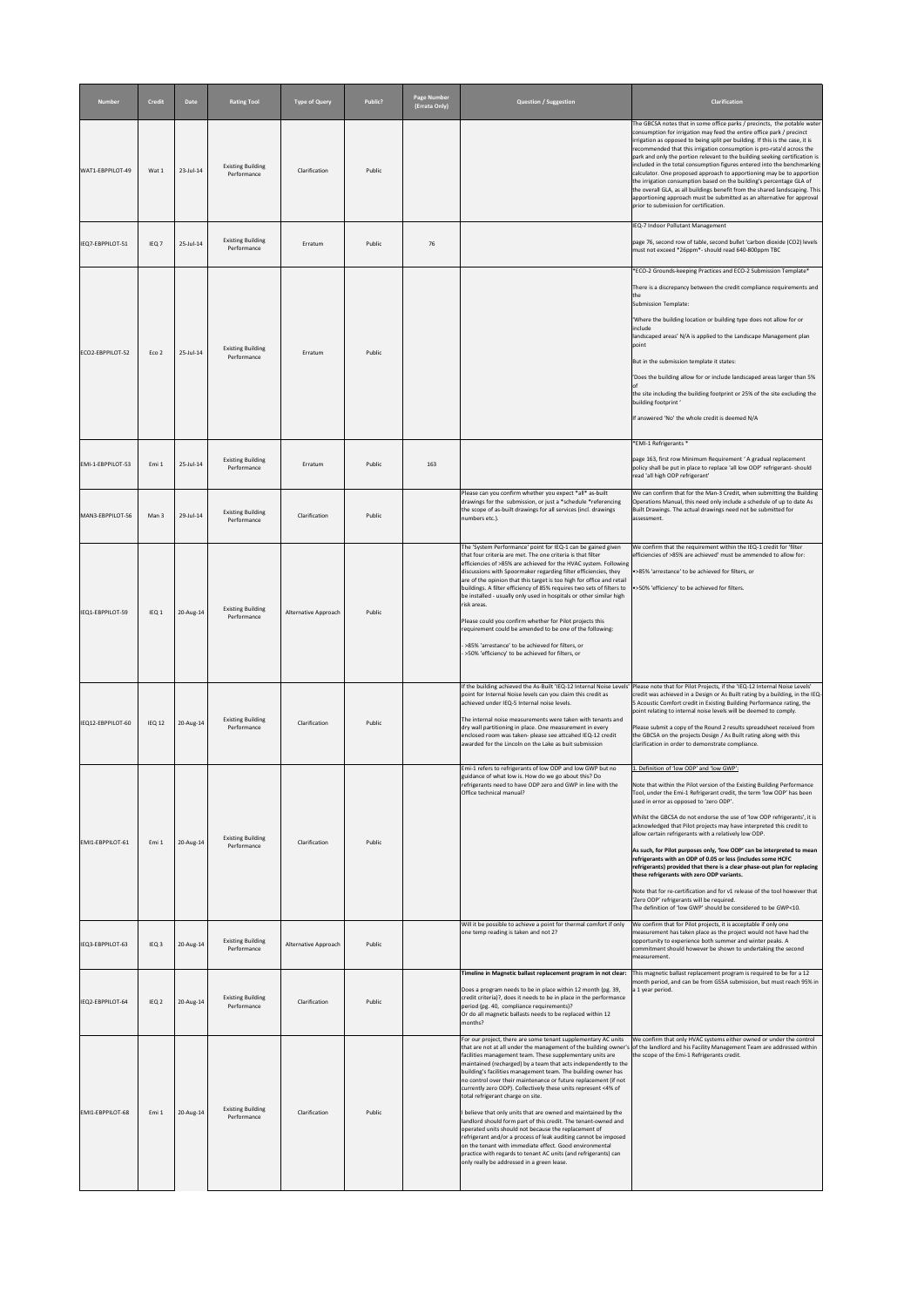| Number | Credit | Date | Rating Tool | Type of Query | Public? | Page Number (Errata Only) | Question / Suggestion | Clarification |
|---|---|---|---|---|---|---|---|---|
| WAT1-EBPPILOT-49 | Wat 1 | 23-Jul-14 | Existing Building Performance | Clarification | Public | | | The GBCSA notes that in some office parks / precincts, the potable water consumption for irrigation may feed the entire office park / precinct irrigation as opposed to being split per building. If this is the case, it is recommended that this irrigation consumption is pro-rata'd across the park and only the portion relevant to the building seeking certification is included in the total consumption figures entered into the benchmarking calculator. One proposed approach to apportioning may be to apportion the irrigation consumption based on the building's percentage GLA of the overall GLA, as all buildings benefit from the shared landscaping. This apportioning approach must be submitted as an alternative for approval prior to submission for certification. |
| IEQ7-EBPPILOT-51 | IEQ 7 | 25-Jul-14 | Existing Building Performance | Erratum | Public | 76 | | IEQ-7 Indoor Pollutant Management<br><br>page 76, second row of table, second bullet 'carbon dioxide (CO2) levels must not exceed *26ppm*- should read 640-800ppm TBC |
| ECO2-EBPPILOT-52 | Eco 2 | 25-Jul-14 | Existing Building Performance | Erratum | Public | | | *ECO-2 Grounds-keeping Practices and ECO-2 Submission Template*<br><br>There is a discrepancy between the credit compliance requirements and the Submission Template:<br><br>'Where the building location or building type does not allow for or include landscaped areas' N/A is applied to the Landscape Management plan point<br><br>But in the submission template it states:<br><br>'Does the building allow for or include landscaped areas larger than 5% of the site including the building footprint or 25% of the site excluding the building footprint '<br><br>If answered 'No' the whole credit is deemed N/A |
| EMI-1-EBPPILOT-53 | Emi 1 | 25-Jul-14 | Existing Building Performance | Erratum | Public | 163 | | *EMI-1 Refrigerants *<br><br>page 163, first row Minimum Requirement ' A gradual replacement policy shall be put in place to replace 'all low ODP' refrigerant- should read 'all high ODP refrigerant' |
| MAN3-EBPPILOT-56 | Man 3 | 29-Jul-14 | Existing Building Performance | Clarification | Public | | Please can you confirm whether you expect *all* as-built drawings for the submission, or just a *schedule *referencing the scope of as-built drawings for all services (incl. drawings numbers etc.). | We can confirm that for the Man-3 Credit, when submitting the Building Operations Manual, this need only include a schedule of up to date As Built Drawings. The actual drawings need not be submitted for assessment. |
| IEQ1-EBPPILOT-59 | IEQ 1 | 20-Aug-14 | Existing Building Performance | Alternative Approach | Public | | The 'System Performance' point for IEQ-1 can be gained given that four criteria are met. The one criteria is that filter efficiencies of >85% are achieved for the HVAC system. Following discussions with Spoormaker regarding filter efficiencies, they are of the opinion that this target is too high for office and retail buildings. A filter efficiency of 85% requires two sets of filters to be installed - usually only used in hospitals or other similar high risk areas.<br><br>Please could you confirm whether for Pilot projects this requirement could be amended to be one of the following:<br><br>- >85% 'arrestance' to be achieved for filters, or<br>- >50% 'efficiency' to be achieved for filters, or | We confirm that the requirement within the IEQ-1 credit for 'filter efficiencies of >85% are achieved' must be ammended to allow for:<br><br>•>85% 'arrestance' to be achieved for filters, or<br><br>•>50% 'efficiency' to be achieved for filters. |
| IEQ12-EBPPILOT-60 | IEQ 12 | 20-Aug-14 | Existing Building Performance | Clarification | Public | | If the building achieved the As-Built 'IEQ-12 Internal Noise Levels' point for Internal Noise levels can you claim this credit as achieved under IEQ-5 Internal noise levels.<br><br>The internal noise measurements were taken with tenants and dry wall partitioning in place. One measurement in every enclosed room was taken- please see attcahed IEQ-12 credit awarded for the Lincoln on the Lake as built submission | Please note that for Pilot Projects, if the 'IEQ-12 Internal Noise Levels' credit was achieved in a Design or As Built rating by a building, in the IEQ-5 Acoustic Comfort credit in Existing Building Performance rating, the point relating to internal noise levels will be deemed to comply.<br><br>Please submit a copy of the Round 2 results spreadsheet received from the GBCSA on the projects Design / As Built rating along with this clarification in order to demonstrate compliance. |
| EMI1-EBPPILOT-61 | Emi 1 | 20-Aug-14 | Existing Building Performance | Clarification | Public | | Emi-1 refers to refrigerants of low ODP and low GWP but no guidance of what low is. How do we go about this? Do refrigerants need to have ODP zero and GWP in line with the Office technical manual? | 1. Definition of 'low ODP' and 'low GWP':<br><br>Note that within the Pilot version of the Existing Building Performance Tool, under the Emi-1 Refrigerant credit, the term 'low ODP' has been used in error as opposed to 'zero ODP'.<br><br>Whilst the GBCSA do not endorse the use of 'low ODP refrigerants', it is acknowledged that Pilot projects may have interpreted this credit to allow certain refrigerants with a relatively low ODP.<br><br>**As such, for Pilot purposes only, 'low ODP' can be interpreted to mean refrigerants with an ODP of 0.05 or less (includes some HCFC refrigerants) provided that there is a clear phase-out plan for replacing these refrigerants with zero ODP variants.**<br><br>Note that for re-certification and for v1 release of the tool however that 'Zero ODP' refrigerants will be required.<br>The definition of 'low GWP' should be considered to be GWP<10. |
| IEQ3-EBPPILOT-63 | IEQ 3 | 20-Aug-14 | Existing Building Performance | Alternative Approach | Public | | Will it be possible to achieve a point for thermal comfort if only one temp reading is taken and not 2? | We confirm that for Pilot projects, it is acceptable if only one measurement has taken place as the project would not have had the opportunity to experience both summer and winter peaks. A commitment should however be shown to undertaking the second measurement. |
| IEQ2-EBPPILOT-64 | IEQ 2 | 20-Aug-14 | Existing Building Performance | Clarification | Public | | **Timeline in Magnetic ballast replacement program in not clear:**<br><br>Does a program needs to be in place within 12 month (pg. 39, credit criteria)?, does it needs to be in place in the performance period (pg. 40, compliance requirements)?<br>Or do all magnetic ballasts needs to be replaced within 12 months? | This magnetic ballast replacement program is required to be for a 12 month period, and can be from GSSA submission, but must reach 95% in a 1 year period. |
| EMI1-EBPPILOT-68 | Emi 1 | 20-Aug-14 | Existing Building Performance | Clarification | Public | | For our project, there are some tenant supplementary AC units that are not at all under the management of the building owner's facilities management team. These supplementary units are maintained (recharged) by a team that acts independently to the building's facilities management team. The building owner has no control over their maintenance or future replacement (if not currently zero ODP). Collectively these units represent <4% of total refrigerant charge on site.<br><br>I believe that only units that are owned and maintained by the landlord should form part of this credit. The tenant-owned and operated units should not because the replacement of refrigerant and/or a process of leak auditing cannot be imposed on the tenant with immediate effect. Good environmental practice with regards to tenant AC units (and refrigerants) can only really be addressed in a green lease. | We confirm that only HVAC systems either owned or under the control of the landlord and his Facility Management Team are addressed within the scope of the Emi-1 Refrigerants credit. |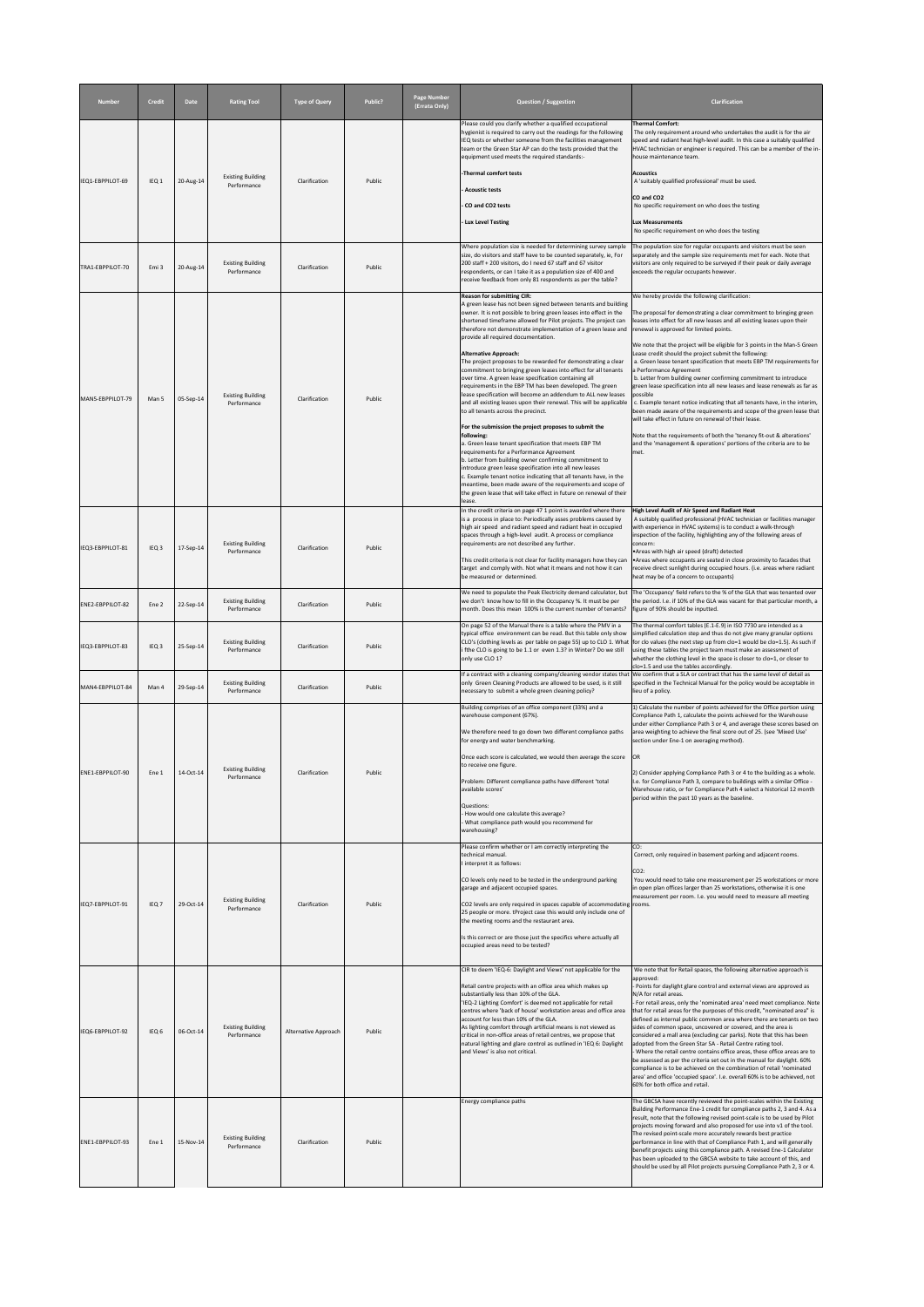| Number | Credit | Date | Rating Tool | Type of Query | Public? | Page Number (Errata Only) | Question / Suggestion | Clarification |
|---|---|---|---|---|---|---|---|---|
| IEQ1-EBPPILOT-69 | IEQ 1 | 20-Aug-14 | Existing Building Performance | Clarification | Public | | Please could you clarify whether a qualified occupational hygienist is required to carry out the readings for the following IEQ tests or whether someone from the facilities management team or the Green Star AP can do the tests provided that the equipment used meets the required standards:- <br>-Thermal comfort tests <br>- Acoustic tests <br>- CO and CO2 tests <br>- Lux Level Testing | **Thermal Comfort:** <br>The only requirement around who undertakes the audit is for the air speed and radiant heat high-level audit. In this case a suitably qualified HVAC technician or engineer is required. This can be a member of the in-house maintenance team. <br>**Acoustics** <br>A 'suitably qualified professional' must be used. <br>**CO and CO2** <br>No specific requirement on who does the testing <br>**Lux Measurements** <br>No specific requirement on who does the testing |
| TRA1-EBPPILOT-70 | Emi 3 | 20-Aug-14 | Existing Building Performance | Clarification | Public | | Where population size is needed for determining survey sample size, do visitors and staff have to be counted separately, ie, For 200 staff + 200 visitors, do I need 67 staff and 67 visitor respondents, or can I take it as a population size of 400 and receive feedback from only 81 respondents as per the table? | The population size for regular occupants and visitors must be seen separately and the sample size requirements met for each. Note that visitors are only required to be surveyed if their peak or daily average exceeds the regular occupants however. |
| MAN5-EBPPILOT-79 | Man 5 | 05-Sep-14 | Existing Building Performance | Clarification | Public | | **Reason for submitting CIR:** <br>A green lease has not been signed between tenants and building owner. It is not possible to bring green leases into effect in the shortened timeframe allowed for Pilot projects. The project can therefore not demonstrate implementation of a green lease and provide all required documentation. <br>**Alternative Approach:** <br>The project proposes to be rewarded for demonstrating a clear commitment to bringing green leases into effect for all tenants over time. A green lease specification containing all requirements in the EBP TM has been developed. The green lease specification will become an addendum to ALL new leases and all existing leases upon their renewal. This will be applicable to all tenants across the precinct. <br>**For the submission the project proposes to submit the following:** <br>a. Green lease tenant specification that meets EBP TM requirements for a Performance Agreement <br>b. Letter from building owner confirming commitment to introduce green lease specification into all new leases <br>c. Example tenant notice indicating that all tenants have, in the meantime, been made aware of the requirements and scope of the green lease that will take effect in future on renewal of their lease. | We hereby provide the following clarification: <br>The proposal for demonstrating a clear commitment to bringing green leases into effect for all new leases and all existing leases upon their renewal is approved for limited points. <br>We note that the project will be eligible for 3 points in the Man-5 Green Lease credit should the project submit the following: <br>a. Green lease tenant specification that meets EBP TM requirements for a Performance Agreement <br>b. Letter from building owner confirming commitment to introduce green lease specification into all new leases and lease renewals as far as possible <br>c. Example tenant notice indicating that all tenants have, in the interim, been made aware of the requirements and scope of the green lease that will take effect in future on renewal of their lease. <br>Note that the requirements of both the 'tenancy fit-out & alterations' and the 'management & operations' portions of the criteria are to be met. |
| IEQ3-EBPPILOT-81 | IEQ 3 | 17-Sep-14 | Existing Building Performance | Clarification | Public | | In the credit criteria on page 47 1 point is awarded where there is a process in place to: Periodically asses problems caused by high air speed and radiant speed and radiant heat in occupied spaces through a high-level audit. A process or compliance requirements are not described any further. <br>This credit criteria is not clear for facility managers how they can target and comply with. Not what it means and not how it can be measured or determined. | **High Level Audit of Air Speed and Radiant Heat** <br>A suitably qualified professional (HVAC technician or facilities manager with experience in HVAC systems) is to conduct a walk-through inspection of the facility, highlighting any of the following areas of concern: <br>•Areas with high air speed (draft) detected <br>•Areas where occupants are seated in close proximity to facades that receive direct sunlight during occupied hours. (i.e. areas where radiant heat may be of a concern to occupants) |
| ENE2-EBPPILOT-82 | Ene 2 | 22-Sep-14 | Existing Building Performance | Clarification | Public | | We need to populate the Peak Electricity demand calculator, but we don't know how to fill in the Occupancy %. It must be per month. Does this mean 100% is the current number of tenants? | The 'Occupancy' field refers to the % of the GLA that was tenanted over the period. I.e. if 10% of the GLA was vacant for that particular month, a figure of 90% should be inputted. |
| IEQ3-EBPPILOT-83 | IEQ 3 | 25-Sep-14 | Existing Building Performance | Clarification | Public | | On page 52 of the Manual there is a table where the PMV in a typical office environment can be read. But this table only show CLO's (clothing levels as per table on page 55) up to CLO 1. What i fthe CLO is going to be 1.1 or even 1.3? in Winter? Do we still only use CLO 1? | The thermal comfort tables (E.1-E.9) in ISO 7730 are intended as a simplified calculation step and thus do not give many granular options for clo values (the next step up from clo=1 would be clo=1.5). As such if using these tables the project team must make an assessment of whether the clothing level in the space is closer to clo=1, or closer to clo=1.5 and use the tables accordingly. |
| MAN4-EBPPILOT-84 | Man 4 | 29-Sep-14 | Existing Building Performance | Clarification | Public | | If a contract with a cleaning company/cleaning vendor states that only Green Cleaning Products are allowed to be used, is it still necessary to submit a whole green cleaning policy? | We confirm that a SLA or contract that has the same level of detail as specified in the Technical Manual for the policy would be acceptable in lieu of a policy. |
| ENE1-EBPPILOT-90 | Ene 1 | 14-Oct-14 | Existing Building Performance | Clarification | Public | | Building comprises of an office component (33%) and a warehouse component (67%). <br>We therefore need to go down two different compliance paths for energy and water benchmarking. <br>Once each score is calculated, we would then average the score to receive one figure. <br>Problem: Different compliance paths have different 'total available scores' <br>Questions: <br>- How would one calculate this average? <br>- What compliance path would you recommend for warehousing? | 1) Calculate the number of points achieved for the Office portion using Compliance Path 1, calculate the points achieved for the Warehouse under either Compliance Path 3 or 4, and average these scores based on area weighting to achieve the final score out of 25. (see 'Mixed Use' section under Ene-1 on averaging method). <br>OR <br>2) Consider applying Compliance Path 3 or 4 to the building as a whole. I.e. for Compliance Path 3, compare to buildings with a similar Office - Warehouse ratio, or for Compliance Path 4 select a historical 12 month period within the past 10 years as the baseline. |
| IEQ7-EBPPILOT-91 | IEQ 7 | 29-Oct-14 | Existing Building Performance | Clarification | Public | | Please confirm whether or I am correctly interpreting the technical manual. <br>I interpret it as follows: <br>CO levels only need to be tested in the underground parking garage and adjacent occupied spaces. <br>CO2 levels are only required in spaces capable of accommodating 25 people or more. tProject case this would only include one of the meeting rooms and the restaurant area. <br>Is this correct or are those just the specifics where actually all occupied areas need to be tested? | CO: <br>Correct, only required in basement parking and adjacent rooms. <br>CO2: <br>You would need to take one measurement per 25 workstations or more in open plan offices larger than 25 workstations, otherwise it is one measurement per room. I.e. you would need to measure all meeting rooms. |
| IEQ6-EBPPILOT-92 | IEQ 6 | 06-Oct-14 | Existing Building Performance | Alternative Approach | Public | | CIR to deem 'IEQ-6: Daylight and Views' not applicable for the <br>Retail centre projects with an office area which makes up substantially less than 10% of the GLA. <br>'IEQ-2 Lighting Comfort' is deemed not applicable for retail centres where 'back of house' workstation areas and office area account for less than 10% of the GLA. <br>As lighting comfort through artificial means is not viewed as critical in non-office areas of retail centres, we propose that natural lighting and glare control as outlined in 'IEQ 6: Daylight and Views' is also not critical. | We note that for Retail spaces, the following alternative approach is approved: <br>- Points for daylight glare control and external views are approved as N/A for retail areas. <br>- For retail areas, only the 'nominated area' need meet compliance. Note that for retail areas for the purposes of this credit, "nominated area" is defined as internal public common area where there are tenants on two sides of common space, uncovered or covered, and the area is considered a mall area (excluding car parks). Note that this has been adopted from the Green Star SA - Retail Centre rating tool. <br>- Where the retail centre contains office areas, these office areas are to be assessed as per the criteria set out in the manual for daylight. 60% compliance is to be achieved on the combination of retail 'nominated area' and office 'occupied space'. I.e. overall 60% is to be achieved, not 60% for both office and retail. |
| ENE1-EBPPILOT-93 | Ene 1 | 15-Nov-14 | Existing Building Performance | Clarification | Public | | Energy compliance paths | The GBCSA have recently reviewed the point-scales within the Existing Building Performance Ene-1 credit for compliance paths 2, 3 and 4. As a result, note that the following revised point-scale is to be used by Pilot projects moving forward and also proposed for use into v1 of the tool. The revised point-scale more accurately rewards best practice performance in line with that of Compliance Path 1, and will generally benefit projects using this compliance path. A revised Ene-1 Calculator has been uploaded to the GBCSA website to take account of this, and should be used by all Pilot projects pursuing Compliance Path 2, 3 or 4. |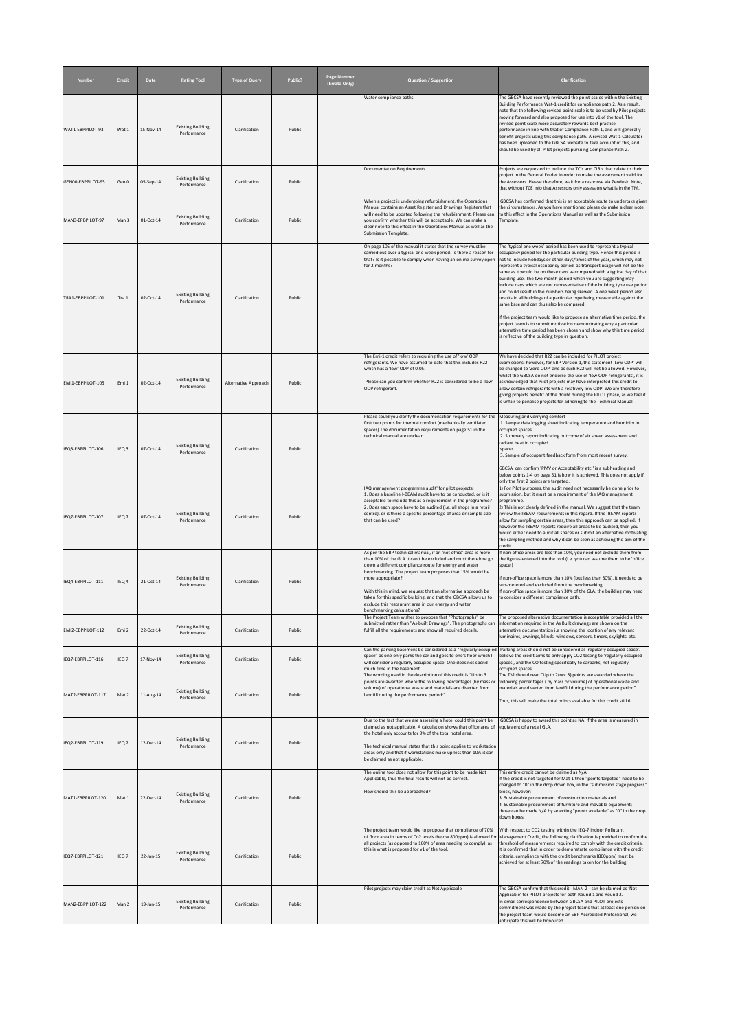| Number | Credit | Date | Rating Tool | Type of Query | Public? | Page Number (Errata Only) | Question / Suggestion | Clarification |
|---|---|---|---|---|---|---|---|---|
| WAT1-EBPPILOT-93 | Wat 1 | 15-Nov-14 | Existing Building Performance | Clarification | Public | | Water compliance paths | The GBCSA have recently reviewed the point-scales within the Existing Building Performance Wat-1 credit for compliance path 2. As a result, note that the following revised point-scale is to be used by Pilot projects moving forward and also proposed for use into v1 of the tool. The revised point-scale more accurately rewards best practice performance in line with that of Compliance Path 1, and will generally benefit projects using this compliance path. A revised Wat-1 Calculator has been uploaded to the GBCSA website to take account of this, and should be used by all Pilot projects pursuing Compliance Path 2. |
| GEN00-EBPPILOT-95 | Gen 0 | 05-Sep-14 | Existing Building Performance | Clarification | Public | | Documentation Requirements | Projects are requested to include the TC's and CIR's that relate to their project in the General Folder in order to make the assessment valid for the Assessors. Please therefore, wait for a response via Zendesk. Note, that without TCE info that Assessors only assess on what is in the TM. |
| MAN3-EPBPILOT-97 | Man 3 | 01-Oct-14 | Existing Building Performance | Clarification | Public | | When a project is undergoing refurbishment, the Operations Manual contains an Asset Register and Drawings Registers that will need to be updated following the refurbishment. Please can you confirm whether this will be acceptable. We can make a clear note to this effect in the Operations Manual as well as the Submission Template. | GBCSA has confirmed that this is an acceptable route to undertake given the circumstances. As you have mentioned please do make a clear note to this effect in the Operations Manual as well as the Submission Template. |
| TRA1-EBPPILOT-101 | Tra 1 | 02-Oct-14 | Existing Building Performance | Clarification | Public | | On page 105 of the manual it states that the survey must be carried out over a typical one-week period. Is there a reason for that? Is it possible to comply when having an online survey open for 2 months? | The 'typical one week' period has been used to represent a typical occupancy period for the particular building type. Hence this period is not to include holidays or other days/times of the year, which may not represent a typical occupancy period, as transport usage will not be the same as it would be on these days as compared with a typical day of that building use. The two month period which you are suggesting may include days which are not representative of the building type use period and could result in the numbers being skewed. A one week period also results in all buildings of a particular type being measurable against the same base and can thus also be compared.<br><br>If the project team would like to propose an alternative time period, the project team is to submit motivation demonstrating why a particular alternative time period has been chosen and show why this time period is reflective of the building type in question. |
| EMI1-EBPPILOT-105 | Emi 1 | 02-Oct-14 | Existing Building Performance | Alternative Approach | Public | | The Emi-1 credit refers to requiring the use of 'low' ODP refrigerants. We have assumed to date that this includes R22 which has a 'low' ODP of 0.05.<br><br>Please can you confirm whether R22 is considered to be a 'low' ODP refrigerant. | We have decided that R22 can be included for PILOT project submissions; however, for EBP Version 1, the statement 'Low ODP' will be changed to 'Zero ODP' and as such R22 will not be allowed. However, whilst the GBCSA do not endorse the use of 'low ODP refrigerants', it is acknowledged that Pilot projects may have interpreted this credit to allow certain refrigerants with a relatively low ODP. We are therefore giving projects benefit of the doubt during the PILOT phase, as we feel it is unfair to penalise projects for adhering to the Technical Manual. |
| IEQ3-EBPPILOT-106 | IEQ 3 | 07-Oct-14 | Existing Building Performance | Clarification | Public | | Please could you clarify the documentation requirements for the first two points for thermal comfort (mechanically ventilated spaces) The documentation requirements on page 51 in the technical manual are unclear. | Measuring and verifying comfort<br>1. Sample data logging sheet indicating temperature and humidity in occupied spaces<br>2. Summary report indicating outcome of air speed assessment and radiant heat in occupied spaces.<br>3. Sample of occupant feedback form from most recent survey.<br><br>GBCSA can confirm 'PMV or Acceptability etc.' is a subheading and below points 1-4 on page 51 is how it is achieved. This does not apply if only the first 2 points are targeted. |
| IEQ7-EBPPILOT-107 | IEQ 7 | 07-Oct-14 | Existing Building Performance | Clarification | Public | | IAQ management programme audit' for pilot projects:<br>1. Does a baseline I-BEAM audit have to be conducted, or is it acceptable to include this as a requirement in the programme?<br>2. Does each space have to be audited (i.e. all shops in a retail centre), or is there a specific percentage of area or sample size that can be used? | 1) For Pilot purposes, the audit need not necessarily be done prior to submission, but it must be a requirement of the IAQ management programme.<br>2) This is not clearly defined in the manual. We suggest that the team review the IBEAM requirements in this regard. If the IBEAM reports allow for sampling certain areas, then this approach can be applied. If however the IBEAM reports require all areas to be audited, then you would either need to audit all spaces or submit an alternative motivating the sampling method and why it can be seen as achieving the aim of the credit. |
| IEQ4-EBPPILOT-111 | IEQ 4 | 21-Oct-14 | Existing Building Performance | Clarification | Public | | As per the EBP technical manual, if an 'not office' area is more than 10% of the GLA it can't be excluded and must therefore go down a different compliance route for energy and water benchmarking. The project team proposes that 15% would be more appropriate?<br><br>With this in mind, we request that an alternative approach be taken for this specific building, and that the GBCSA allows us to exclude this restaurant area in our energy and water benchmarking calculations? | If non-office areas are less than 10%, you need not exclude them from the figures entered into the tool (i.e. you can assume them to be 'office space')<br><br>If non-office space is more than 10% (but less than 30%), it needs to be sub-metered and excluded from the benchmarking.<br>If non-office space is more than 30% of the GLA, the building may need to consider a different compliance path. |
| EMI2-EBPPILOT-112 | Emi 2 | 22-Oct-14 | Existing Building Performance | Clarification | Public | | The Project Team wishes to propose that "Photographs" be submitted rather than "As-built Drawings". The photographs can fulfill all the requirements and show all required details. | The proposed alternative documentation is acceptable provided all the information required in the As Built drawings are shown on the alternative documentation i.e showing the location of any relevant luminaires, awnings, blinds, windows, sensors, timers, skylights, etc. |
| IEQ7-EBPPILOT-116 | IEQ 7 | 17-Nov-14 | Existing Building Performance | Clarification | Public | | Can the parking basement be considered as a "regularly occupied space" as one only parks the car and goes to one's floor which I will consider a regularly occupied space. One does not spend much time in the basement | Parking areas should not be considered as 'regularly occupied space'. I believe the credit aims to only apply CO2 testing to 'regularly occupied spaces', and the CO testing specifically to carparks, not regularly occupied spaces. |
| MAT2-EBPPILOT-117 | Mat 2 | 11-Aug-14 | Existing Building Performance | Clarification | Public | | The wording used in the description of this credit is "Up to 3 points are awarded where the following percentages (by mass or volume) of operational waste and materials are diverted from landfill during the performance period:" | The TM should read "Up to 2(not 3) points are awarded where the following percentages ( by mass or volume) of operational waste and materials are diverted from landfill during the performance period".<br><br>Thus, this will make the total points available for this credit still 6. |
| IEQ2-EBPPILOT-119 | IEQ 2 | 12-Dec-14 | Existing Building Performance | Clarification | Public | | Due to the fact that we are assessing a hotel could this point be claimed as not applicable. A calculation shows that office area of the hotel only accounts for 9% of the total hotel area.<br><br>The technical manual states that this point applies to workstation areas only and that if workstations make up less than 10% it can be claimed as not applicable. | GBCSA is happy to award this point as NA, if the area is measured in equivalent of a retail GLA. |
| MAT1-EBPPILOT-120 | Mat 1 | 22-Dec-14 | Existing Building Performance | Clarification | Public | | The online tool does not allow for this point to be made Not Applicable, thus the final results will not be correct.<br><br>How should this be approached? | This entire credit cannot be claimed as N/A.<br>If the credit is not targeted for Mat-1 then "points targeted" need to be changed to "0" in the drop down box, in the "submission stage progress" block, however;<br>3. Sustainable procurement of construction materials and<br>4. Sustainable procurement of furniture and movable equipment;<br>those can be made N/A by selecting "points available" as "0" in the drop down boxes. |
| IEQ7-EBPPILOT-121 | IEQ 7 | 22-Jan-15 | Existing Building Performance | Clarification | Public | | The project team would like to propose that compliance of 70% of floor area in terms of Co2 levels (below 800ppm) is allowed for all projects (as opposed to 100% of area needing to comply), as this is what is proposed for v1 of the tool. | With respect to CO2 testing within the IEQ-7 Indoor Pollutant Management Credit, the following clarification is provided to confirm the threshold of measurements required to comply with the credit criteria.<br>It is confirmed that in order to demonstrate compliance with the credit criteria, compliance with the credit benchmarks (800ppm) must be achieved for at least 70% of the readings taken for the building. |
| MAN2-EBPPILOT-122 | Man 2 | 19-Jan-15 | Existing Building Performance | Clarification | Public | | Pilot projects may claim credit as Not Applicable | The GBCSA confirm that this credit - MAN-2 - can be claimed as 'Not Applicable' for PILOT projects for both Round 1 and Round 2.<br>In email correspondence between GBCSA and PILOT projects commitment was made by the project teams that at least one person on the project team would become an EBP Accredited Professional, we anticipate this will be honoured |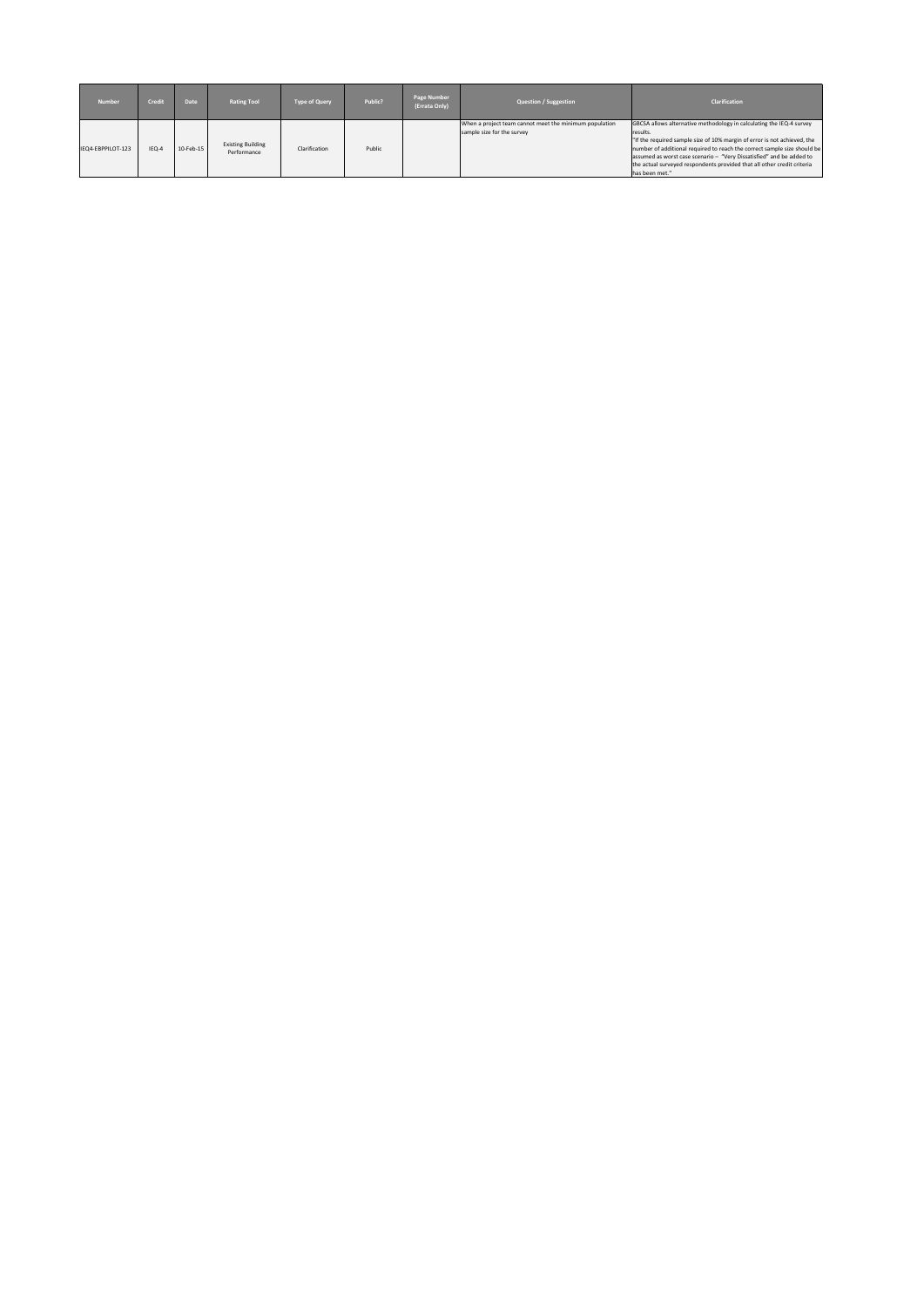| Number | Credit | Date | Rating Tool | Type of Query | Public? | Page Number (Errata Only) | Question / Suggestion | Clarification |
|---|---|---|---|---|---|---|---|---|
| IEQ4-EBPPILOT-123 | IEQ-4 | 10-Feb-15 | Existing Building Performance | Clarification | Public | | When a project team cannot meet the minimum population sample size for the survey | GBCSA allows alternative methodology in calculating the IEQ-4 survey results. "If the required sample size of 10% margin of error is not achieved, the number of additional required to reach the correct sample size should be assumed as worst case scenario – "Very Dissatisfied" and be added to the actual surveyed respondents provided that all other credit criteria has been met." |